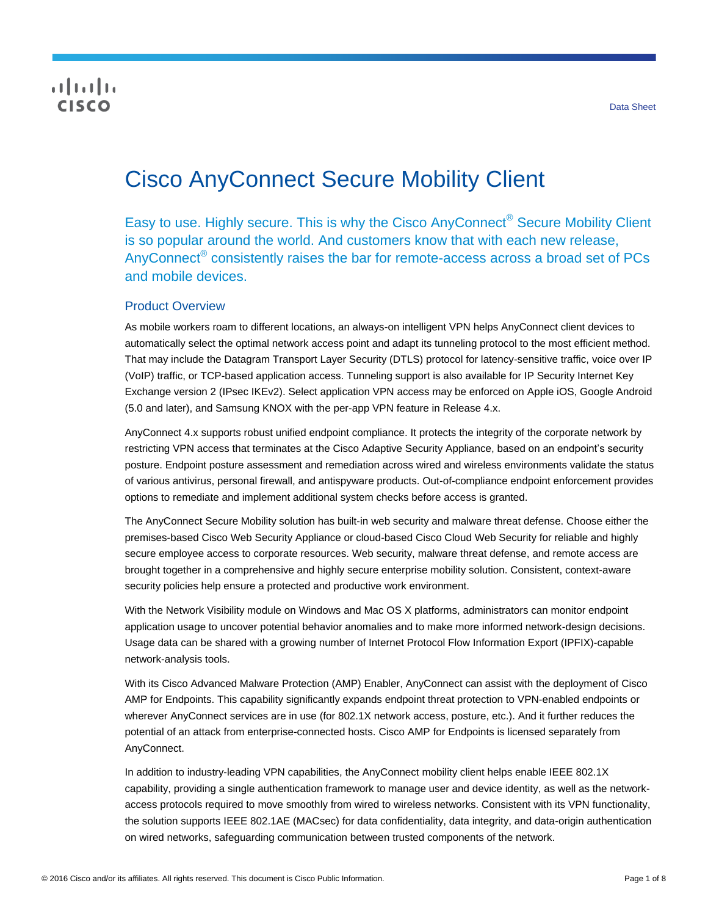Data Sheet

# Cisco AnyConnect Secure Mobility Client

Easy to use. Highly secure. This is why the Cisco AnyConnect® Secure Mobility Client is so popular around the world. And customers know that with each new release, AnyConnect® consistently raises the bar for remote-access across a broad set of PCs and mobile devices.

## Product Overview

As mobile workers roam to different locations, an always-on intelligent VPN helps AnyConnect client devices to automatically select the optimal network access point and adapt its tunneling protocol to the most efficient method. That may include the Datagram Transport Layer Security (DTLS) protocol for latency-sensitive traffic, voice over IP (VoIP) traffic, or TCP-based application access. Tunneling support is also available for IP Security Internet Key Exchange version 2 (IPsec IKEv2). Select application VPN access may be enforced on Apple iOS, Google Android (5.0 and later), and Samsung KNOX with the per-app VPN feature in Release 4.x.

AnyConnect 4.x supports robust unified endpoint compliance. It protects the integrity of the corporate network by restricting VPN access that terminates at the Cisco Adaptive Security Appliance, based on an endpoint's security posture. Endpoint posture assessment and remediation across wired and wireless environments validate the status of various antivirus, personal firewall, and antispyware products. Out-of-compliance endpoint enforcement provides options to remediate and implement additional system checks before access is granted.

The AnyConnect Secure Mobility solution has built-in web security and malware threat defense. Choose either the premises-based Cisco Web Security Appliance or cloud-based Cisco Cloud Web Security for reliable and highly secure employee access to corporate resources. Web security, malware threat defense, and remote access are brought together in a comprehensive and highly secure enterprise mobility solution. Consistent, context-aware security policies help ensure a protected and productive work environment.

With the Network Visibility module on Windows and Mac OS X platforms, administrators can monitor endpoint application usage to uncover potential behavior anomalies and to make more informed network-design decisions. Usage data can be shared with a growing number of Internet Protocol Flow Information Export (IPFIX)-capable network-analysis tools.

With its Cisco Advanced Malware Protection (AMP) Enabler, AnyConnect can assist with the deployment of Cisco AMP for Endpoints. This capability significantly expands endpoint threat protection to VPN-enabled endpoints or wherever AnyConnect services are in use (for 802.1X network access, posture, etc.). And it further reduces the potential of an attack from enterprise-connected hosts. Cisco AMP for Endpoints is licensed separately from AnyConnect.

In addition to industry-leading VPN capabilities, the AnyConnect mobility client helps enable IEEE 802.1X capability, providing a single authentication framework to manage user and device identity, as well as the network-access protocols required to move smoothly from wired to wireless networks. Consistent with its VPN functionality, the solution supports IEEE 802.1AE (MACsec) for data confidentiality, data integrity, and data-origin authentication on wired networks, safeguarding communication between trusted components of the network.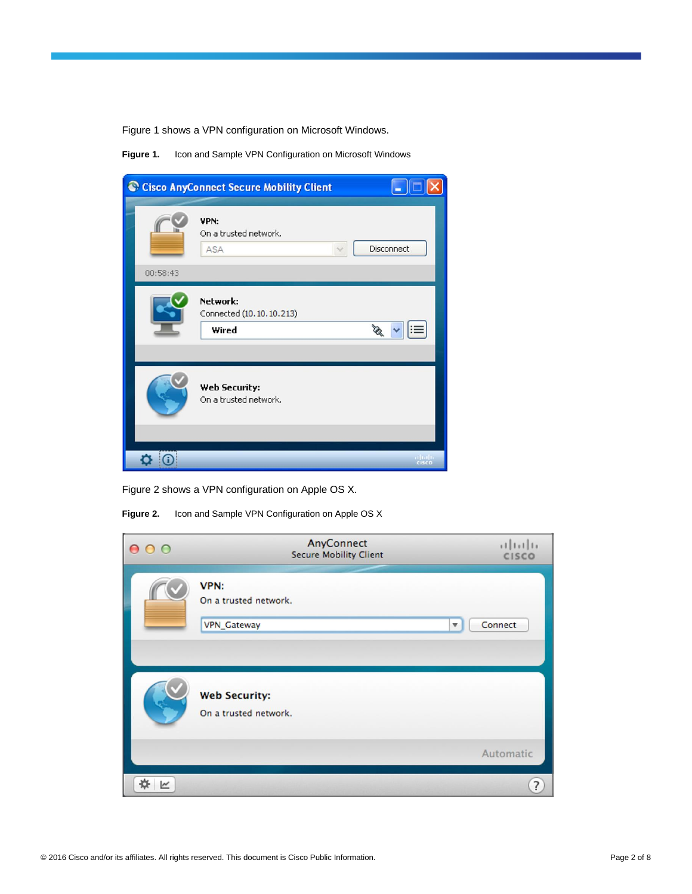Figure 1 shows a VPN configuration on Microsoft Windows.

**Figure 1.** Icon and Sample VPN Configuration on Microsoft Windows

Figure 2 shows a VPN configuration on Apple OS X.

**Figure 2.** Icon and Sample VPN Configuration on Apple OS X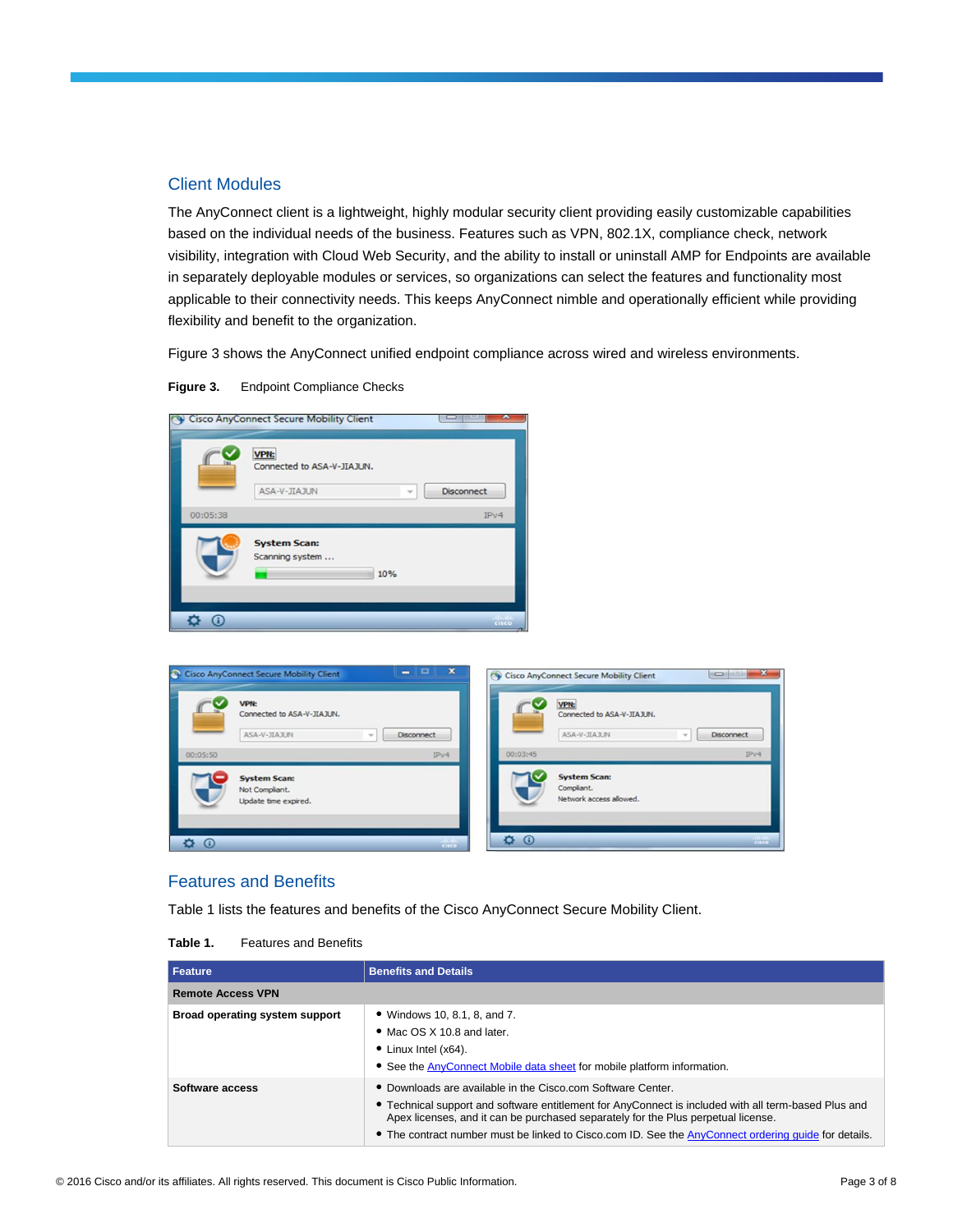## Client Modules

The AnyConnect client is a lightweight, highly modular security client providing easily customizable capabilities based on the individual needs of the business. Features such as VPN, 802.1X, compliance check, network visibility, integration with Cloud Web Security, and the ability to install or uninstall AMP for Endpoints are available in separately deployable modules or services, so organizations can select the features and functionality most applicable to their connectivity needs. This keeps AnyConnect nimble and operationally efficient while providing flexibility and benefit to the organization.

Figure 3 shows the AnyConnect unified endpoint compliance across wired and wireless environments.

**Figure 3.** Endpoint Compliance Checks

## Features and Benefits

Table 1 lists the features and benefits of the Cisco AnyConnect Secure Mobility Client.

**Table 1.** Features and Benefits

| Feature | Benefits and Details |
|---|---|
| **Remote Access VPN** | |
| **Broad operating system support** | • Windows 10, 8.1, 8, and 7.<br>• Mac OS X 10.8 and later.<br>• Linux Intel (x64).<br>• See the AnyConnect Mobile data sheet for mobile platform information. |
| **Software access** | • Downloads are available in the Cisco.com Software Center.<br>• Technical support and software entitlement for AnyConnect is included with all term-based Plus and Apex licenses, and it can be purchased separately for the Plus perpetual license.<br>• The contract number must be linked to Cisco.com ID. See the AnyConnect ordering guide for details. |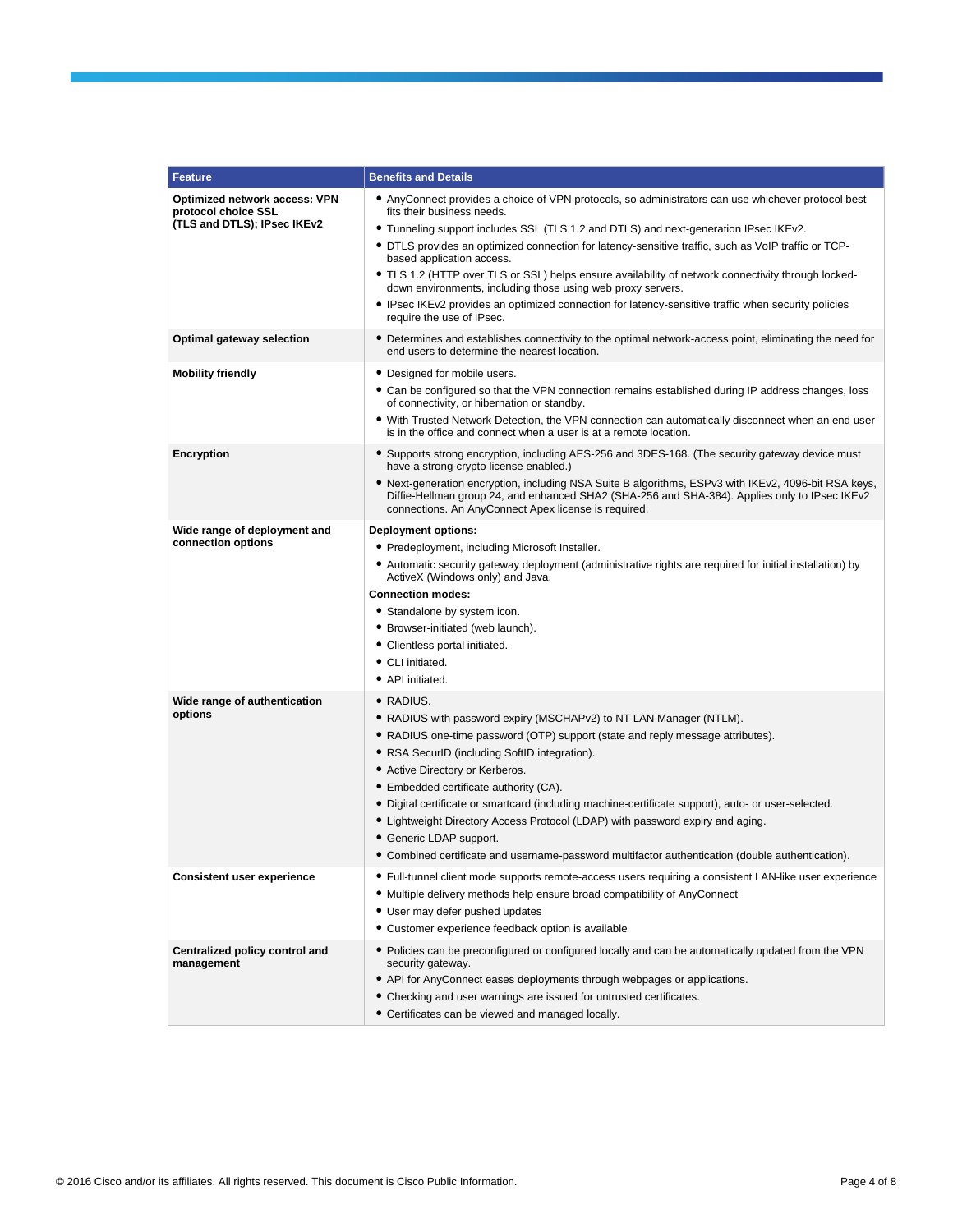| Feature | Benefits and Details |
|---|---|
| **Optimized network access: VPN protocol choice SSL (TLS and DTLS); IPsec IKEv2** | • AnyConnect provides a choice of VPN protocols, so administrators can use whichever protocol best fits their business needs.<br>• Tunneling support includes SSL (TLS 1.2 and DTLS) and next-generation IPsec IKEv2.<br>• DTLS provides an optimized connection for latency-sensitive traffic, such as VoIP traffic or TCP-based application access.<br>• TLS 1.2 (HTTP over TLS or SSL) helps ensure availability of network connectivity through locked-down environments, including those using web proxy servers.<br>• IPsec IKEv2 provides an optimized connection for latency-sensitive traffic when security policies require the use of IPsec. |
| **Optimal gateway selection** | • Determines and establishes connectivity to the optimal network-access point, eliminating the need for end users to determine the nearest location. |
| **Mobility friendly** | • Designed for mobile users.<br>• Can be configured so that the VPN connection remains established during IP address changes, loss of connectivity, or hibernation or standby.<br>• With Trusted Network Detection, the VPN connection can automatically disconnect when an end user is in the office and connect when a user is at a remote location. |
| **Encryption** | • Supports strong encryption, including AES-256 and 3DES-168. (The security gateway device must have a strong-crypto license enabled.)<br>• Next-generation encryption, including NSA Suite B algorithms, ESPv3 with IKEv2, 4096-bit RSA keys, Diffie-Hellman group 24, and enhanced SHA2 (SHA-256 and SHA-384). Applies only to IPsec IKEv2 connections. An AnyConnect Apex license is required. |
| **Wide range of deployment and connection options** | **Deployment options:**<br>• Predeployment, including Microsoft Installer.<br>• Automatic security gateway deployment (administrative rights are required for initial installation) by ActiveX (Windows only) and Java.<br>**Connection modes:**<br>• Standalone by system icon.<br>• Browser-initiated (web launch).<br>• Clientless portal initiated.<br>• CLI initiated.<br>• API initiated. |
| **Wide range of authentication options** | • RADIUS.<br>• RADIUS with password expiry (MSCHAPv2) to NT LAN Manager (NTLM).<br>• RADIUS one-time password (OTP) support (state and reply message attributes).<br>• RSA SecurID (including SoftID integration).<br>• Active Directory or Kerberos.<br>• Embedded certificate authority (CA).<br>• Digital certificate or smartcard (including machine-certificate support), auto- or user-selected.<br>• Lightweight Directory Access Protocol (LDAP) with password expiry and aging.<br>• Generic LDAP support.<br>• Combined certificate and username-password multifactor authentication (double authentication). |
| **Consistent user experience** | • Full-tunnel client mode supports remote-access users requiring a consistent LAN-like user experience<br>• Multiple delivery methods help ensure broad compatibility of AnyConnect<br>• User may defer pushed updates<br>• Customer experience feedback option is available |
| **Centralized policy control and management** | • Policies can be preconfigured or configured locally and can be automatically updated from the VPN security gateway.<br>• API for AnyConnect eases deployments through webpages or applications.<br>• Checking and user warnings are issued for untrusted certificates.<br>• Certificates can be viewed and managed locally. |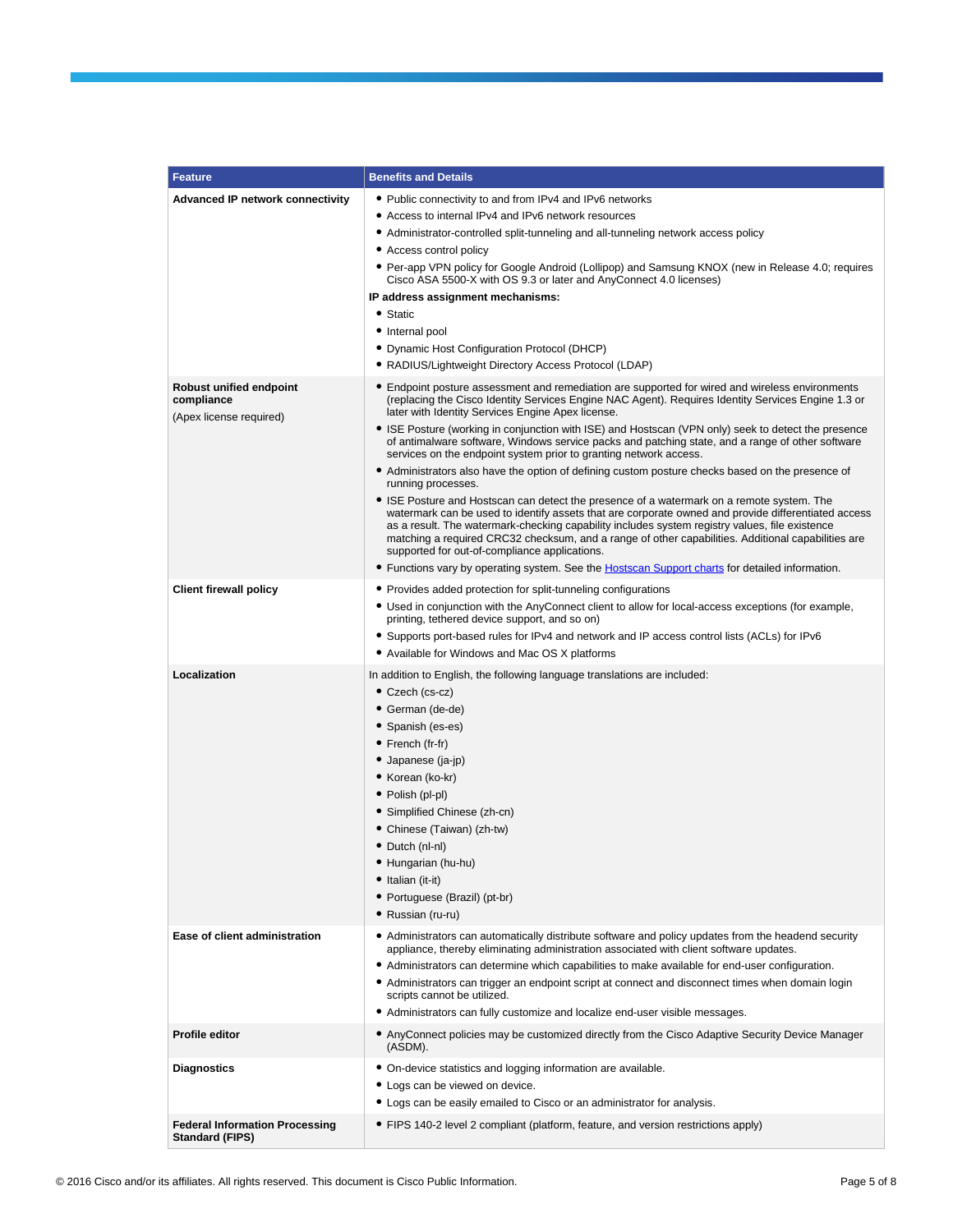| Feature | Benefits and Details |
| --- | --- |
| **Advanced IP network connectivity** | • Public connectivity to and from IPv4 and IPv6 networks<br>• Access to internal IPv4 and IPv6 network resources<br>• Administrator-controlled split-tunneling and all-tunneling network access policy<br>• Access control policy<br>• Per-app VPN policy for Google Android (Lollipop) and Samsung KNOX (new in Release 4.0; requires Cisco ASA 5500-X with OS 9.3 or later and AnyConnect 4.0 licenses)<br>**IP address assignment mechanisms:**<br>• Static<br>• Internal pool<br>• Dynamic Host Configuration Protocol (DHCP)<br>• RADIUS/Lightweight Directory Access Protocol (LDAP) |
| **Robust unified endpoint compliance**<br>(Apex license required) | • Endpoint posture assessment and remediation are supported for wired and wireless environments (replacing the Cisco Identity Services Engine NAC Agent). Requires Identity Services Engine 1.3 or later with Identity Services Engine Apex license.<br>• ISE Posture (working in conjunction with ISE) and Hostscan (VPN only) seek to detect the presence of antimalware software, Windows service packs and patching state, and a range of other software services on the endpoint system prior to granting network access.<br>• Administrators also have the option of defining custom posture checks based on the presence of running processes.<br>• ISE Posture and Hostscan can detect the presence of a watermark on a remote system. The watermark can be used to identify assets that are corporate owned and provide differentiated access as a result. The watermark-checking capability includes system registry values, file existence matching a required CRC32 checksum, and a range of other capabilities. Additional capabilities are supported for out-of-compliance applications.<br>• Functions vary by operating system. See the Hostscan Support charts for detailed information. |
| **Client firewall policy** | • Provides added protection for split-tunneling configurations<br>• Used in conjunction with the AnyConnect client to allow for local-access exceptions (for example, printing, tethered device support, and so on)<br>• Supports port-based rules for IPv4 and network and IP access control lists (ACLs) for IPv6<br>• Available for Windows and Mac OS X platforms |
| **Localization** | In addition to English, the following language translations are included:<br>• Czech (cs-cz)<br>• German (de-de)<br>• Spanish (es-es)<br>• French (fr-fr)<br>• Japanese (ja-jp)<br>• Korean (ko-kr)<br>• Polish (pl-pl)<br>• Simplified Chinese (zh-cn)<br>• Chinese (Taiwan) (zh-tw)<br>• Dutch (nl-nl)<br>• Hungarian (hu-hu)<br>• Italian (it-it)<br>• Portuguese (Brazil) (pt-br)<br>• Russian (ru-ru) |
| **Ease of client administration** | • Administrators can automatically distribute software and policy updates from the headend security appliance, thereby eliminating administration associated with client software updates.<br>• Administrators can determine which capabilities to make available for end-user configuration.<br>• Administrators can trigger an endpoint script at connect and disconnect times when domain login scripts cannot be utilized.<br>• Administrators can fully customize and localize end-user visible messages. |
| **Profile editor** | • AnyConnect policies may be customized directly from the Cisco Adaptive Security Device Manager (ASDM). |
| **Diagnostics** | • On-device statistics and logging information are available.<br>• Logs can be viewed on device.<br>• Logs can be easily emailed to Cisco or an administrator for analysis. |
| **Federal Information Processing Standard (FIPS)** | • FIPS 140-2 level 2 compliant (platform, feature, and version restrictions apply) |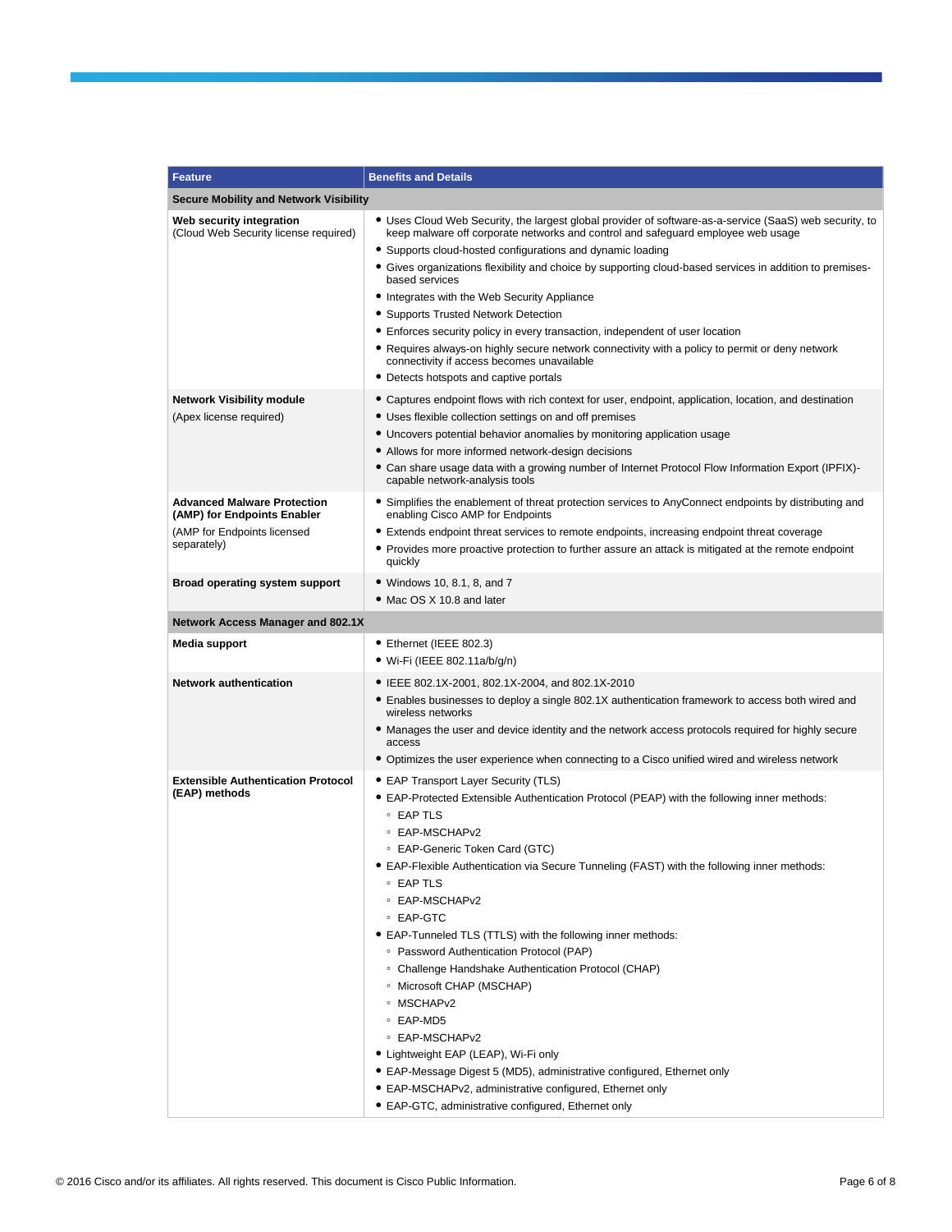| Feature | Benefits and Details |
|---|---|
| **Secure Mobility and Network Visibility** | |
| **Web security integration**<br>(Cloud Web Security license required) | • Uses Cloud Web Security, the largest global provider of software-as-a-service (SaaS) web security, to keep malware off corporate networks and control and safeguard employee web usage<br>• Supports cloud-hosted configurations and dynamic loading<br>• Gives organizations flexibility and choice by supporting cloud-based services in addition to premises-based services<br>• Integrates with the Web Security Appliance<br>• Supports Trusted Network Detection<br>• Enforces security policy in every transaction, independent of user location<br>• Requires always-on highly secure network connectivity with a policy to permit or deny network connectivity if access becomes unavailable<br>• Detects hotspots and captive portals |
| **Network Visibility module**<br>(Apex license required) | • Captures endpoint flows with rich context for user, endpoint, application, location, and destination<br>• Uses flexible collection settings on and off premises<br>• Uncovers potential behavior anomalies by monitoring application usage<br>• Allows for more informed network-design decisions<br>• Can share usage data with a growing number of Internet Protocol Flow Information Export (IPFIX)-capable network-analysis tools |
| **Advanced Malware Protection (AMP) for Endpoints Enabler**<br>(AMP for Endpoints licensed separately) | • Simplifies the enablement of threat protection services to AnyConnect endpoints by distributing and enabling Cisco AMP for Endpoints<br>• Extends endpoint threat services to remote endpoints, increasing endpoint threat coverage<br>• Provides more proactive protection to further assure an attack is mitigated at the remote endpoint quickly |
| **Broad operating system support** | • Windows 10, 8.1, 8, and 7<br>• Mac OS X 10.8 and later |
| **Network Access Manager and 802.1X** | |
| **Media support** | • Ethernet (IEEE 802.3)<br>• Wi-Fi (IEEE 802.11a/b/g/n) |
| **Network authentication** | • IEEE 802.1X-2001, 802.1X-2004, and 802.1X-2010<br>• Enables businesses to deploy a single 802.1X authentication framework to access both wired and wireless networks<br>• Manages the user and device identity and the network access protocols required for highly secure access<br>• Optimizes the user experience when connecting to a Cisco unified wired and wireless network |
| **Extensible Authentication Protocol (EAP) methods** | • EAP Transport Layer Security (TLS)<br>• EAP-Protected Extensible Authentication Protocol (PEAP) with the following inner methods:<br>&nbsp;&nbsp;◦ EAP TLS<br>&nbsp;&nbsp;◦ EAP-MSCHAPv2<br>&nbsp;&nbsp;◦ EAP-Generic Token Card (GTC)<br>• EAP-Flexible Authentication via Secure Tunneling (FAST) with the following inner methods:<br>&nbsp;&nbsp;◦ EAP TLS<br>&nbsp;&nbsp;◦ EAP-MSCHAPv2<br>&nbsp;&nbsp;◦ EAP-GTC<br>• EAP-Tunneled TLS (TTLS) with the following inner methods:<br>&nbsp;&nbsp;◦ Password Authentication Protocol (PAP)<br>&nbsp;&nbsp;◦ Challenge Handshake Authentication Protocol (CHAP)<br>&nbsp;&nbsp;◦ Microsoft CHAP (MSCHAP)<br>&nbsp;&nbsp;◦ MSCHAPv2<br>&nbsp;&nbsp;◦ EAP-MD5<br>&nbsp;&nbsp;◦ EAP-MSCHAPv2<br>• Lightweight EAP (LEAP), Wi-Fi only<br>• EAP-Message Digest 5 (MD5), administrative configured, Ethernet only<br>• EAP-MSCHAPv2, administrative configured, Ethernet only<br>• EAP-GTC, administrative configured, Ethernet only |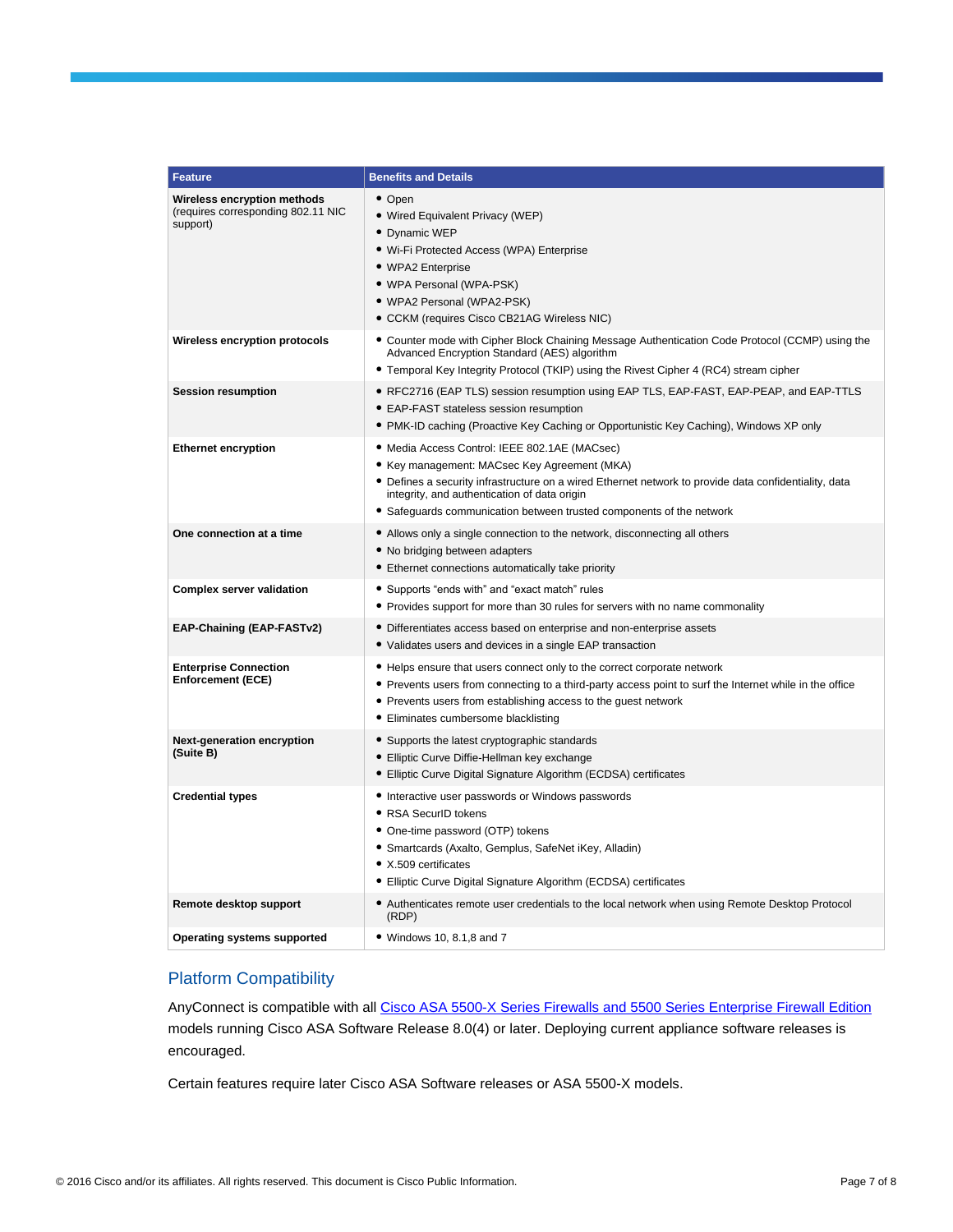| Feature | Benefits and Details |
| --- | --- |
| **Wireless encryption methods** (requires corresponding 802.11 NIC support) | • Open<br>• Wired Equivalent Privacy (WEP)<br>• Dynamic WEP<br>• Wi-Fi Protected Access (WPA) Enterprise<br>• WPA2 Enterprise<br>• WPA Personal (WPA-PSK)<br>• WPA2 Personal (WPA2-PSK)<br>• CCKM (requires Cisco CB21AG Wireless NIC) |
| **Wireless encryption protocols** | • Counter mode with Cipher Block Chaining Message Authentication Code Protocol (CCMP) using the Advanced Encryption Standard (AES) algorithm<br>• Temporal Key Integrity Protocol (TKIP) using the Rivest Cipher 4 (RC4) stream cipher |
| **Session resumption** | • RFC2716 (EAP TLS) session resumption using EAP TLS, EAP-FAST, EAP-PEAP, and EAP-TTLS<br>• EAP-FAST stateless session resumption<br>• PMK-ID caching (Proactive Key Caching or Opportunistic Key Caching), Windows XP only |
| **Ethernet encryption** | • Media Access Control: IEEE 802.1AE (MACsec)<br>• Key management: MACsec Key Agreement (MKA)<br>• Defines a security infrastructure on a wired Ethernet network to provide data confidentiality, data integrity, and authentication of data origin<br>• Safeguards communication between trusted components of the network |
| **One connection at a time** | • Allows only a single connection to the network, disconnecting all others<br>• No bridging between adapters<br>• Ethernet connections automatically take priority |
| **Complex server validation** | • Supports "ends with" and "exact match" rules<br>• Provides support for more than 30 rules for servers with no name commonality |
| **EAP-Chaining (EAP-FASTv2)** | • Differentiates access based on enterprise and non-enterprise assets<br>• Validates users and devices in a single EAP transaction |
| **Enterprise Connection Enforcement (ECE)** | • Helps ensure that users connect only to the correct corporate network<br>• Prevents users from connecting to a third-party access point to surf the Internet while in the office<br>• Prevents users from establishing access to the guest network<br>• Eliminates cumbersome blacklisting |
| **Next-generation encryption (Suite B)** | • Supports the latest cryptographic standards<br>• Elliptic Curve Diffie-Hellman key exchange<br>• Elliptic Curve Digital Signature Algorithm (ECDSA) certificates |
| **Credential types** | • Interactive user passwords or Windows passwords<br>• RSA SecurID tokens<br>• One-time password (OTP) tokens<br>• Smartcards (Axalto, Gemplus, SafeNet iKey, Alladin)<br>• X.509 certificates<br>• Elliptic Curve Digital Signature Algorithm (ECDSA) certificates |
| **Remote desktop support** | • Authenticates remote user credentials to the local network when using Remote Desktop Protocol (RDP) |
| **Operating systems supported** | • Windows 10, 8.1,8 and 7 |

## Platform Compatibility

AnyConnect is compatible with all Cisco ASA 5500-X Series Firewalls and 5500 Series Enterprise Firewall Edition models running Cisco ASA Software Release 8.0(4) or later. Deploying current appliance software releases is encouraged.

Certain features require later Cisco ASA Software releases or ASA 5500-X models.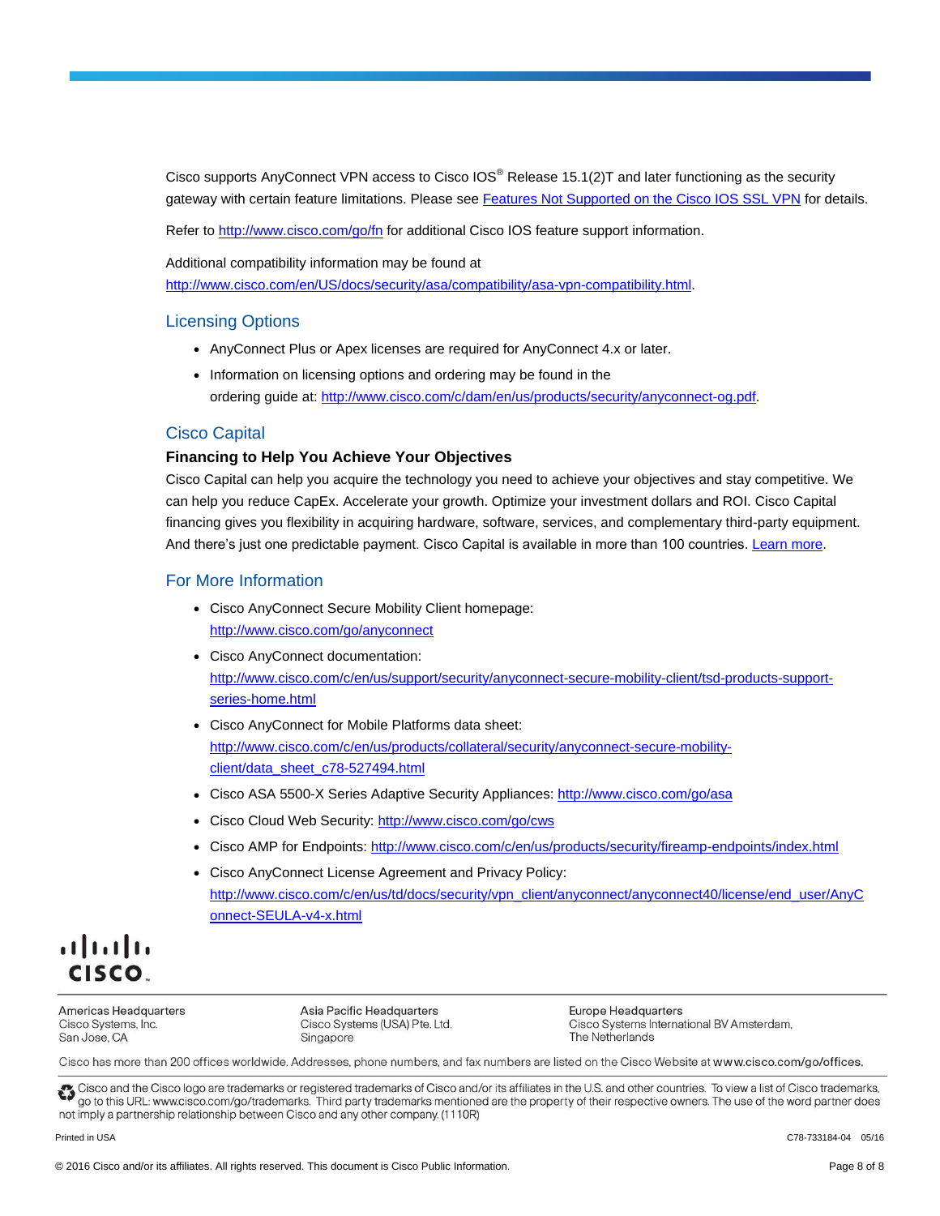Cisco supports AnyConnect VPN access to Cisco IOS® Release 15.1(2)T and later functioning as the security gateway with certain feature limitations. Please see [Features Not Supported on the Cisco IOS SSL VPN] for details.

Refer to http://www.cisco.com/go/fn for additional Cisco IOS feature support information.

Additional compatibility information may be found at http://www.cisco.com/en/US/docs/security/asa/compatibility/asa-vpn-compatibility.html.

## Licensing Options

- AnyConnect Plus or Apex licenses are required for AnyConnect 4.x or later.
- Information on licensing options and ordering may be found in the ordering guide at: http://www.cisco.com/c/dam/en/us/products/security/anyconnect-og.pdf.

## Cisco Capital

### Financing to Help You Achieve Your Objectives

Cisco Capital can help you acquire the technology you need to achieve your objectives and stay competitive. We can help you reduce CapEx. Accelerate your growth. Optimize your investment dollars and ROI. Cisco Capital financing gives you flexibility in acquiring hardware, software, services, and complementary third-party equipment. And there's just one predictable payment. Cisco Capital is available in more than 100 countries. Learn more.

## For More Information

- Cisco AnyConnect Secure Mobility Client homepage: http://www.cisco.com/go/anyconnect
- Cisco AnyConnect documentation: http://www.cisco.com/c/en/us/support/security/anyconnect-secure-mobility-client/tsd-products-support-series-home.html
- Cisco AnyConnect for Mobile Platforms data sheet: http://www.cisco.com/c/en/us/products/collateral/security/anyconnect-secure-mobility-client/data_sheet_c78-527494.html
- Cisco ASA 5500-X Series Adaptive Security Appliances: http://www.cisco.com/go/asa
- Cisco Cloud Web Security: http://www.cisco.com/go/cws
- Cisco AMP for Endpoints: http://www.cisco.com/c/en/us/products/security/fireamp-endpoints/index.html
- Cisco AnyConnect License Agreement and Privacy Policy: http://www.cisco.com/c/en/us/td/docs/security/vpn_client/anyconnect/anyconnect40/license/end_user/AnyConnect-SEULA-v4-x.html

Americas Headquarters
Cisco Systems, Inc.
San Jose, CA

Asia Pacific Headquarters
Cisco Systems (USA) Pte. Ltd.
Singapore

Europe Headquarters
Cisco Systems International BV Amsterdam,
The Netherlands

Cisco has more than 200 offices worldwide. Addresses, phone numbers, and fax numbers are listed on the Cisco Website at www.cisco.com/go/offices.

Cisco and the Cisco logo are trademarks or registered trademarks of Cisco and/or its affiliates in the U.S. and other countries. To view a list of Cisco trademarks, go to this URL: www.cisco.com/go/trademarks. Third party trademarks mentioned are the property of their respective owners. The use of the word partner does not imply a partnership relationship between Cisco and any other company. (1110R)

Printed in USA C78-733184-04 05/16

© 2016 Cisco and/or its affiliates. All rights reserved. This document is Cisco Public Information.